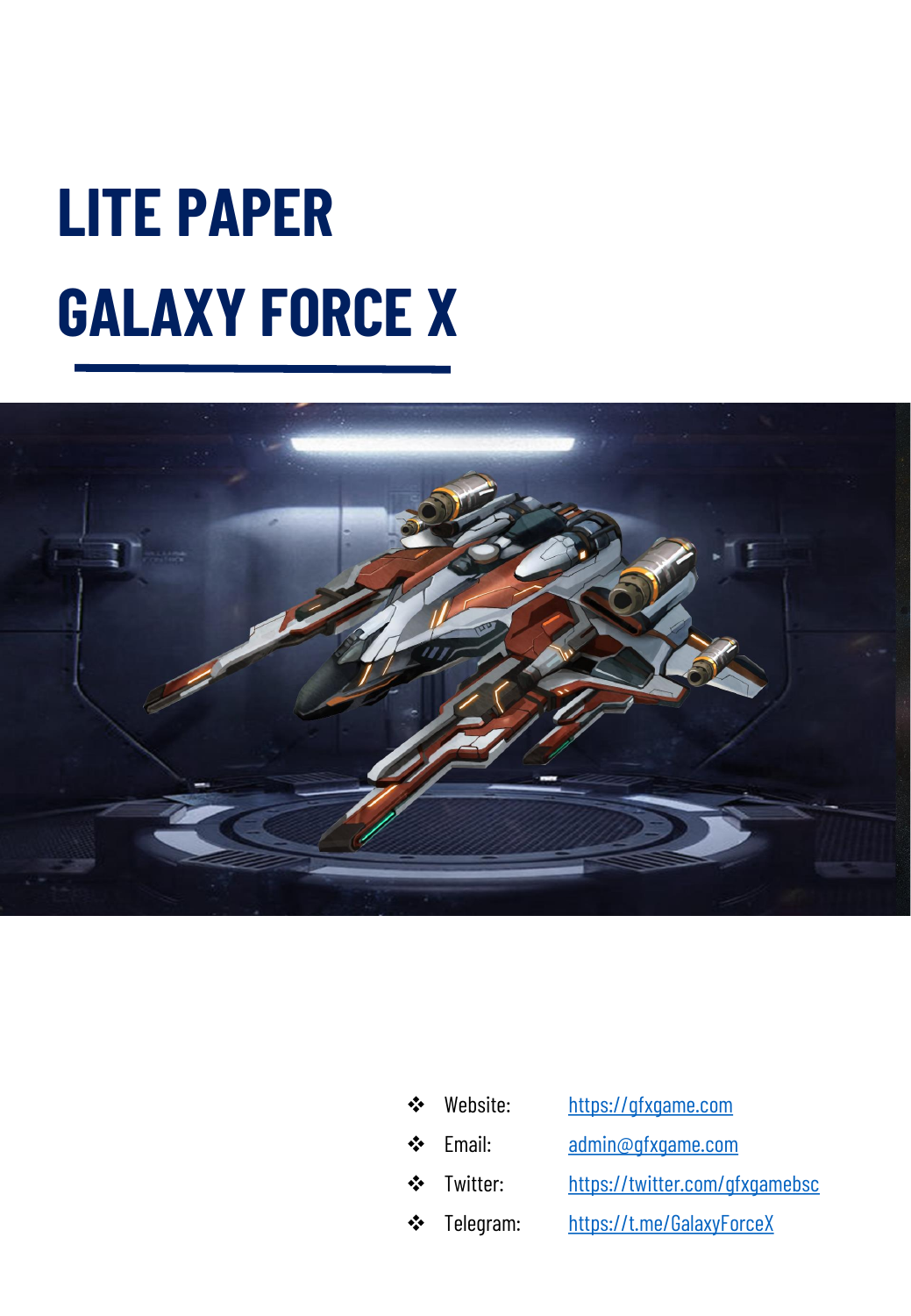# LITE PAPER

# GALAXY FORCE X

- Website: https://gfxgame.com
- Email: admin@gfxgame.com
- Twitter: https://twitter.com/gfxgamebsc
- Telegram: https://t.me/GalaxyForceX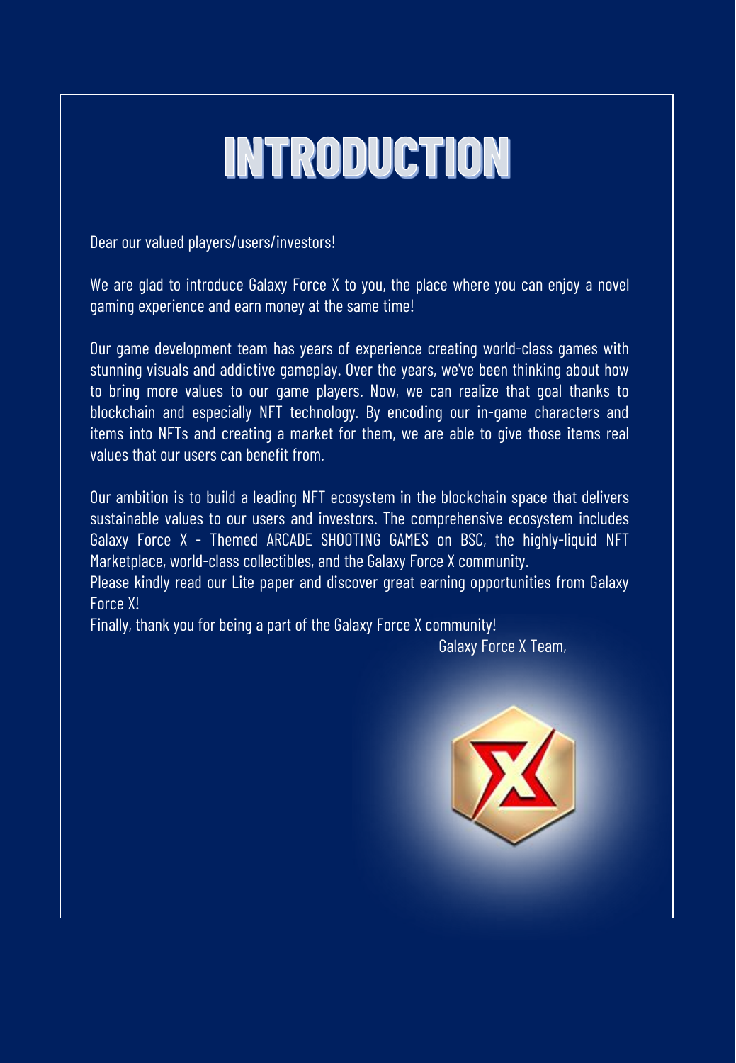# INTRODUCTION

Dear our valued players/users/investors!

We are glad to introduce Galaxy Force X to you, the place where you can enjoy a novel gaming experience and earn money at the same time!

Our game development team has years of experience creating world-class games with stunning visuals and addictive gameplay. Over the years, we've been thinking about how to bring more values to our game players. Now, we can realize that goal thanks to blockchain and especially NFT technology. By encoding our in-game characters and items into NFTs and creating a market for them, we are able to give those items real values that our users can benefit from.

Our ambition is to build a leading NFT ecosystem in the blockchain space that delivers sustainable values to our users and investors. The comprehensive ecosystem includes Galaxy Force X - Themed ARCADE SHOOTING GAMES on BSC, the highly-liquid NFT Marketplace, world-class collectibles, and the Galaxy Force X community.

Please kindly read our Lite paper and discover great earning opportunities from Galaxy Force X!

Finally, thank you for being a part of the Galaxy Force X community!

Galaxy Force X Team,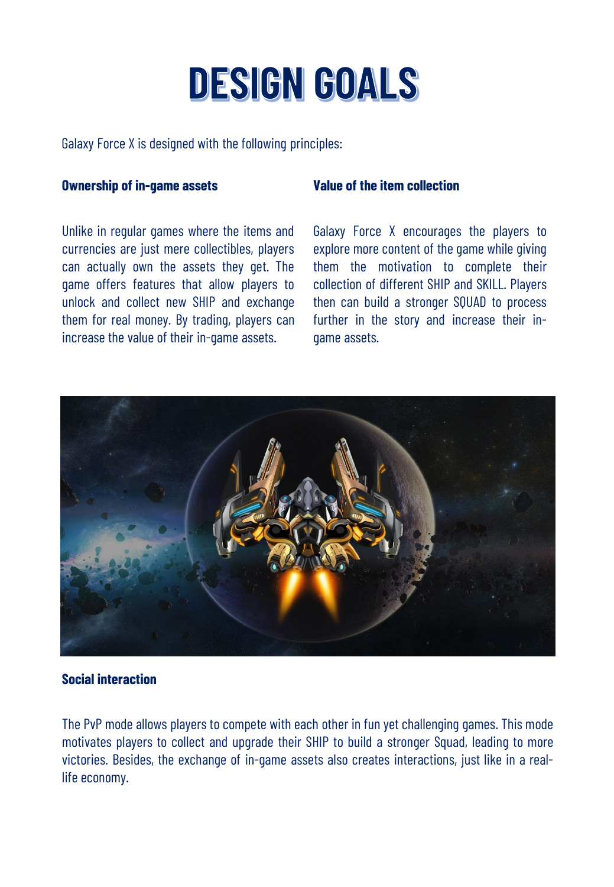# DESIGN GOALS

Galaxy Force X is designed with the following principles:

### Ownership of in-game assets

Unlike in regular games where the items and currencies are just mere collectibles, players can actually own the assets they get. The game offers features that allow players to unlock and collect new SHIP and exchange them for real money. By trading, players can increase the value of their in-game assets.

### Value of the item collection

Galaxy Force X encourages the players to explore more content of the game while giving them the motivation to complete their collection of different SHIP and SKILL. Players then can build a stronger SQUAD to process further in the story and increase their in-game assets.

### Social interaction

The PvP mode allows players to compete with each other in fun yet challenging games. This mode motivates players to collect and upgrade their SHIP to build a stronger Squad, leading to more victories. Besides, the exchange of in-game assets also creates interactions, just like in a real-life economy.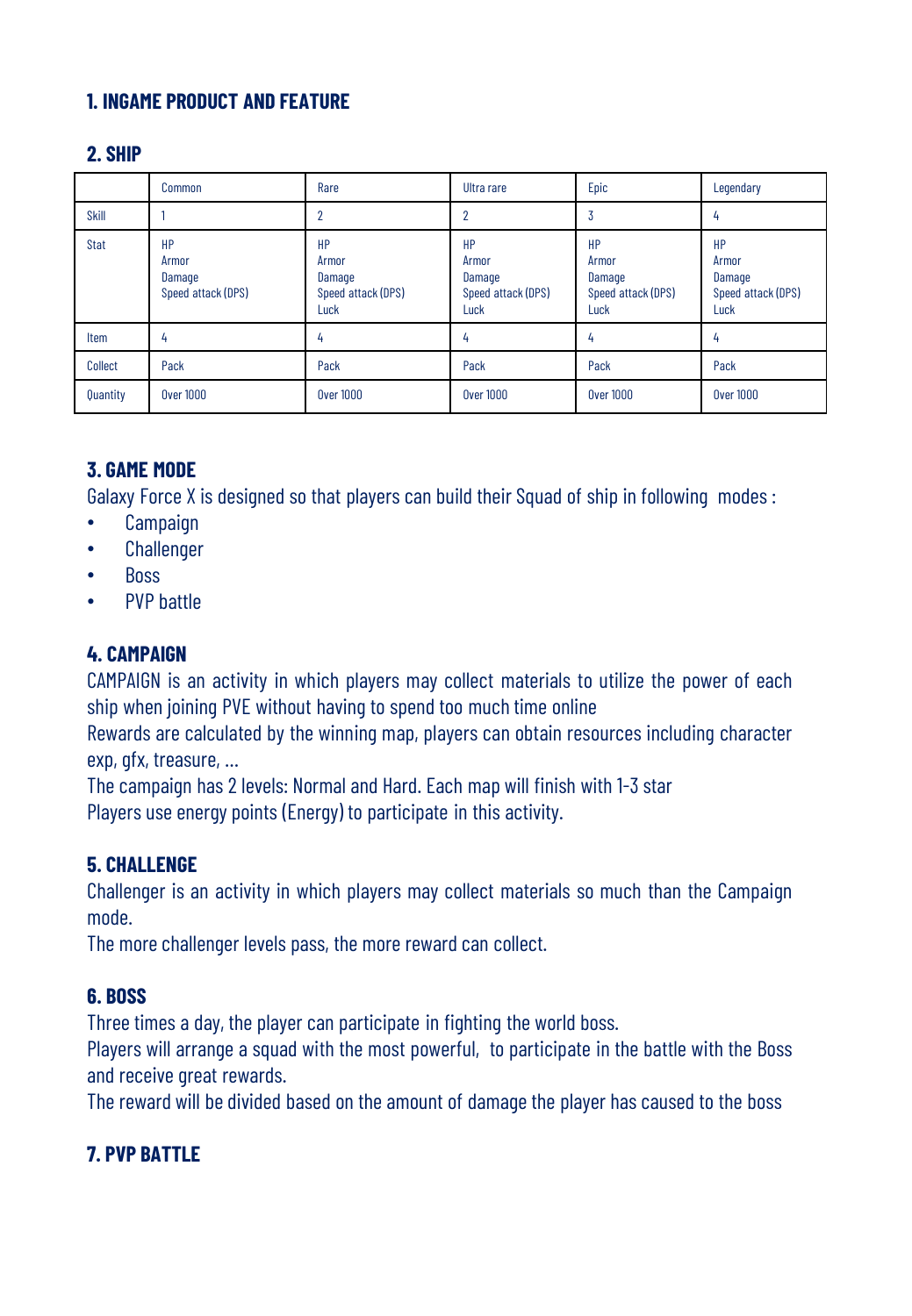## 1. INGAME PRODUCT AND FEATURE

## 2. SHIP

| | Common | Rare | Ultra rare | Epic | Legendary |
|---|---|---|---|---|---|
| Skill | 1 | 2 | 2 | 3 | 4 |
| Stat | HP<br>Armor<br>Damage<br>Speed attack (DPS) | HP<br>Armor<br>Damage<br>Speed attack (DPS)<br>Luck | HP<br>Armor<br>Damage<br>Speed attack (DPS)<br>Luck | HP<br>Armor<br>Damage<br>Speed attack (DPS)<br>Luck | HP<br>Armor<br>Damage<br>Speed attack (DPS)<br>Luck |
| Item | 4 | 4 | 4 | 4 | 4 |
| Collect | Pack | Pack | Pack | Pack | Pack |
| Quantity | Over 1000 | Over 1000 | Over 1000 | Over 1000 | Over 1000 |

## 3. GAME MODE

Galaxy Force X is designed so that players can build their Squad of ship in following modes :

- Campaign
- Challenger
- Boss
- PVP battle

## 4. CAMPAIGN

CAMPAIGN is an activity in which players may collect materials to utilize the power of each ship when joining PVE without having to spend too much time online

Rewards are calculated by the winning map, players can obtain resources including character exp, gfx, treasure, ...

The campaign has 2 levels: Normal and Hard. Each map will finish with 1-3 star

Players use energy points (Energy) to participate in this activity.

## 5. CHALLENGE

Challenger is an activity in which players may collect materials so much than the Campaign mode.

The more challenger levels pass, the more reward can collect.

## 6. BOSS

Three times a day, the player can participate in fighting the world boss.

Players will arrange a squad with the most powerful, to participate in the battle with the Boss and receive great rewards.

The reward will be divided based on the amount of damage the player has caused to the boss

## 7. PVP BATTLE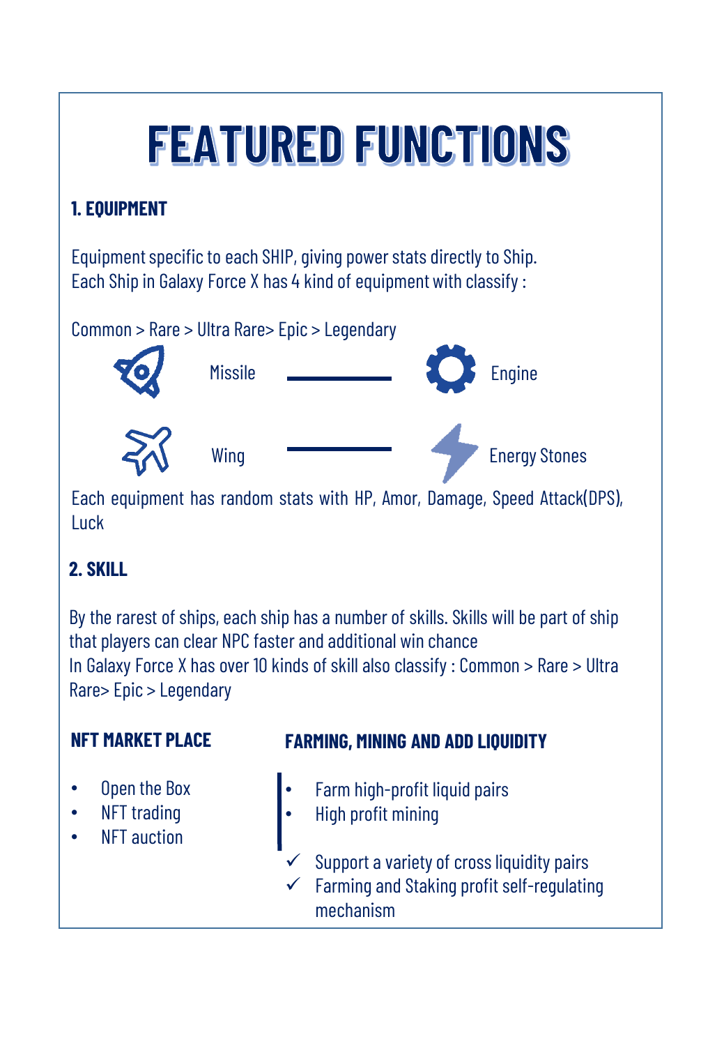# FEATURED FUNCTIONS

### 1. EQUIPMENT

Equipment specific to each SHIP, giving power stats directly to Ship.
Each Ship in Galaxy Force X has 4 kind of equipment with classify :

Common > Rare > Ultra Rare> Epic > Legendary

Missile —— Engine

Wing —— Energy Stones

Each equipment has random stats with HP, Amor, Damage, Speed Attack(DPS), Luck

### 2. SKILL

By the rarest of ships, each ship has a number of skills. Skills will be part of ship that players can clear NPC faster and additional win chance
In Galaxy Force X has over 10 kinds of skill also classify : Common > Rare > Ultra Rare> Epic > Legendary

### NFT MARKET PLACE

- Open the Box
- NFT trading
- NFT auction

### FARMING, MINING AND ADD LIQUIDITY

- Farm high-profit liquid pairs
- High profit mining

✓ Support a variety of cross liquidity pairs
✓ Farming and Staking profit self-regulating mechanism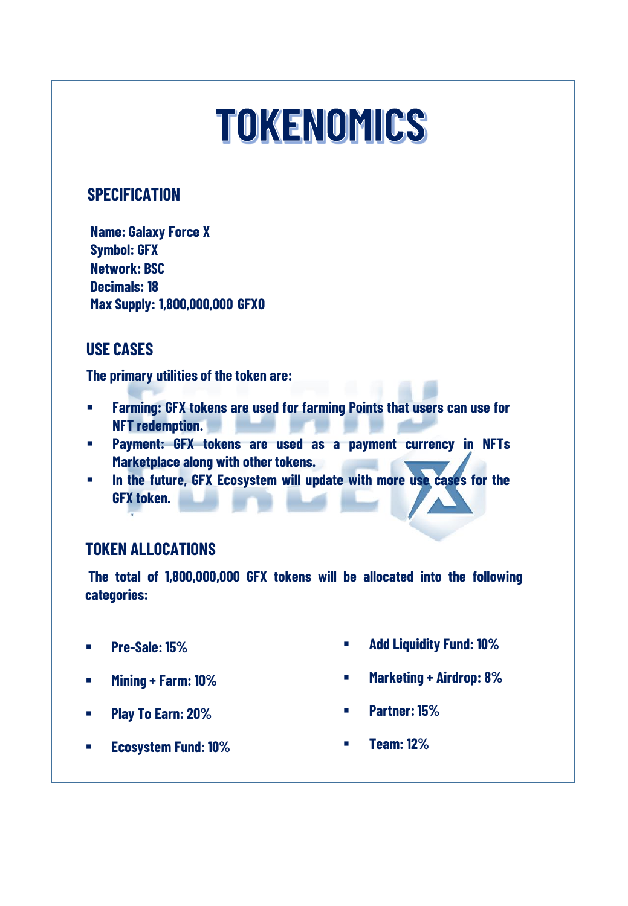# TOKENOMICS

## SPECIFICATION

**Name: Galaxy Force X**
**Symbol: GFX**
**Network: BSC**
**Decimals: 18**
**Max Supply: 1,800,000,000 GFX0**

## USE CASES

**The primary utilities of the token are:**

- **Farming: GFX tokens are used for farming Points that users can use for NFT redemption.**
- **Payment: GFX tokens are used as a payment currency in NFTs Marketplace along with other tokens.**
- **In the future, GFX Ecosystem will update with more use cases for the GFX token.**

## TOKEN ALLOCATIONS

**The total of 1,800,000,000 GFX tokens will be allocated into the following categories:**

- **Pre-Sale: 15%**
- **Mining + Farm: 10%**
- **Play To Earn: 20%**
- **Ecosystem Fund: 10%**
- **Add Liquidity Fund: 10%**
- **Marketing + Airdrop: 8%**
- **Partner: 15%**
- **Team: 12%**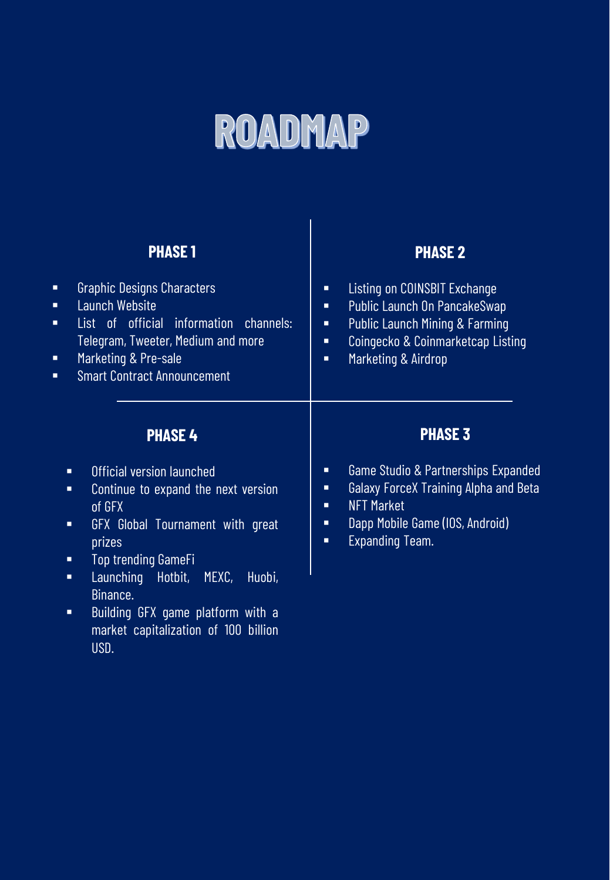# ROADMAP

## PHASE 1

- Graphic Designs Characters
- Launch Website
- List of official information channels: Telegram, Tweeter, Medium and more
- Marketing & Pre-sale
- Smart Contract Announcement

## PHASE 2

- Listing on COINSBIT Exchange
- Public Launch On PancakeSwap
- Public Launch Mining & Farming
- Coingecko & Coinmarketcap Listing
- Marketing & Airdrop

## PHASE 3

- Game Studio & Partnerships Expanded
- Galaxy ForceX Training Alpha and Beta
- NFT Market
- Dapp Mobile Game (IOS, Android)
- Expanding Team.

## PHASE 4

- Official version launched
- Continue to expand the next version of GFX
- GFX Global Tournament with great prizes
- Top trending GameFi
- Launching Hotbit, MEXC, Huobi, Binance.
- Building GFX game platform with a market capitalization of 100 billion USD.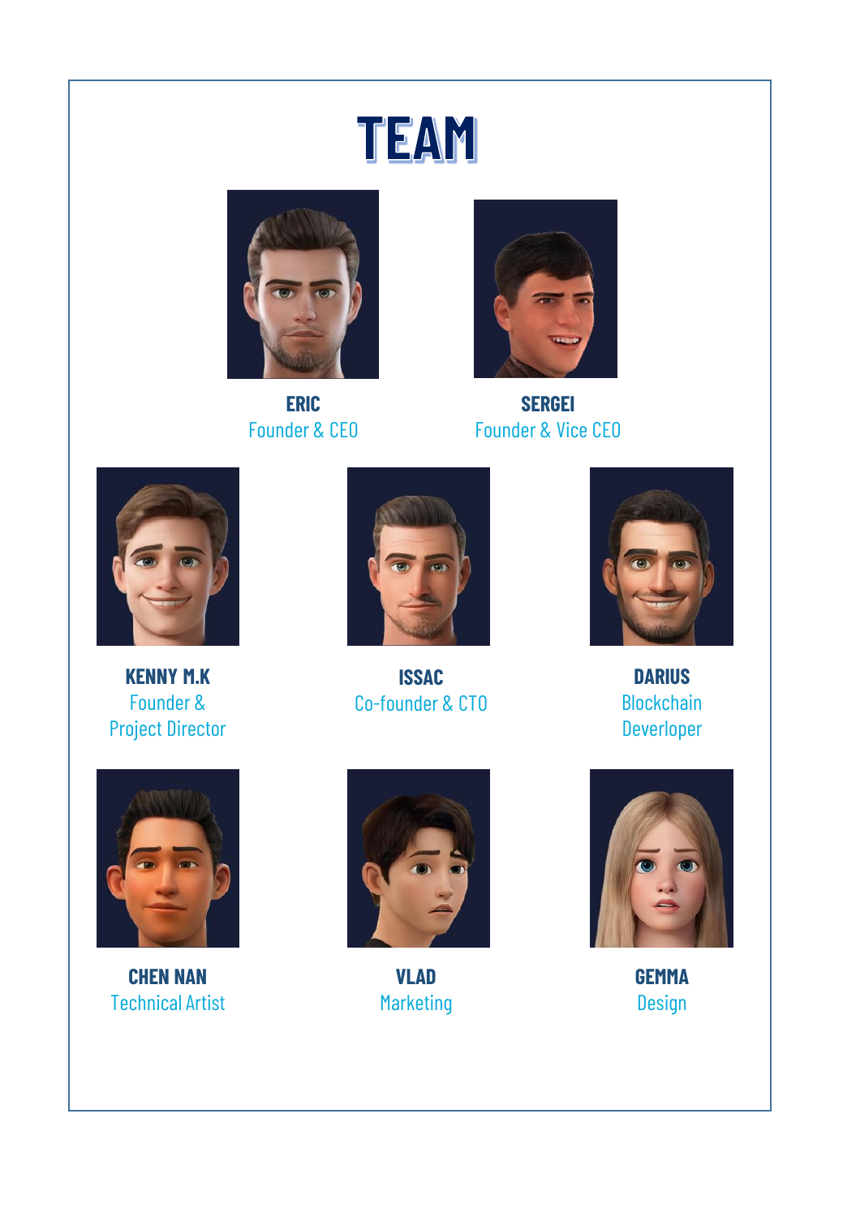# TEAM

**ERIC**
Founder & CEO

**SERGEI**
Founder & Vice CEO

**KENNY M.K**
Founder &
Project Director

**ISSAC**
Co-founder & CTO

**DARIUS**
Blockchain
Deverloper

**CHEN NAN**
Technical Artist

**VLAD**
Marketing

**GEMMA**
Design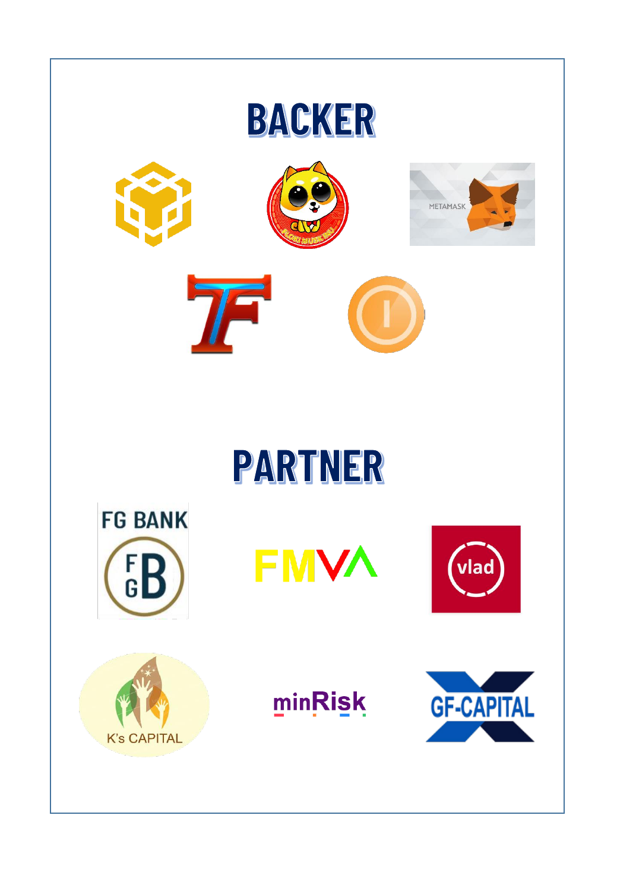# BACKER

METAMASK

# PARTNER

FG BANK

FMVA

vlad

K's CAPITAL

minRisk

GF-CAPITAL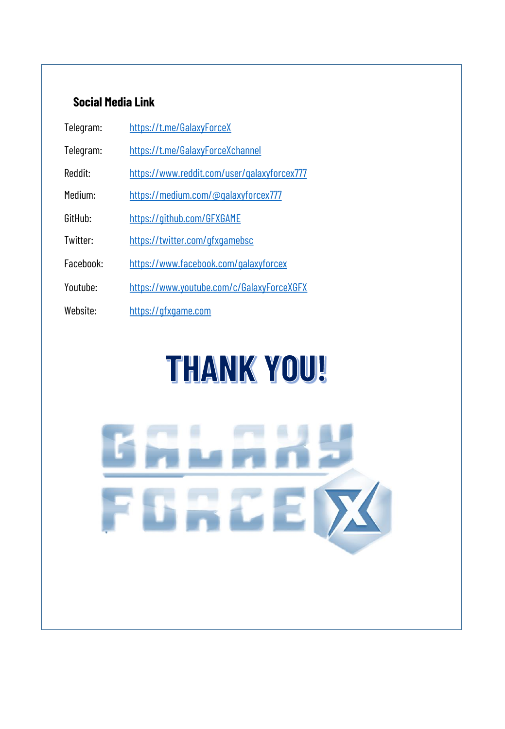## Social Media Link

| | |
|---|---|
| Telegram: | https://t.me/GalaxyForceX |
| Telegram: | https://t.me/GalaxyForceXchannel |
| Reddit: | https://www.reddit.com/user/galaxyforcex777 |
| Medium: | https://medium.com/@galaxyforcex777 |
| GitHub: | https://github.com/GFXGAME |
| Twitter: | https://twitter.com/gfxgamebsc |
| Facebook: | https://www.facebook.com/galaxyforcex |
| Youtube: | https://www.youtube.com/c/GalaxyForceXGFX |
| Website: | https://gfxgame.com |

# THANK YOU!

GALAXY FORCE X